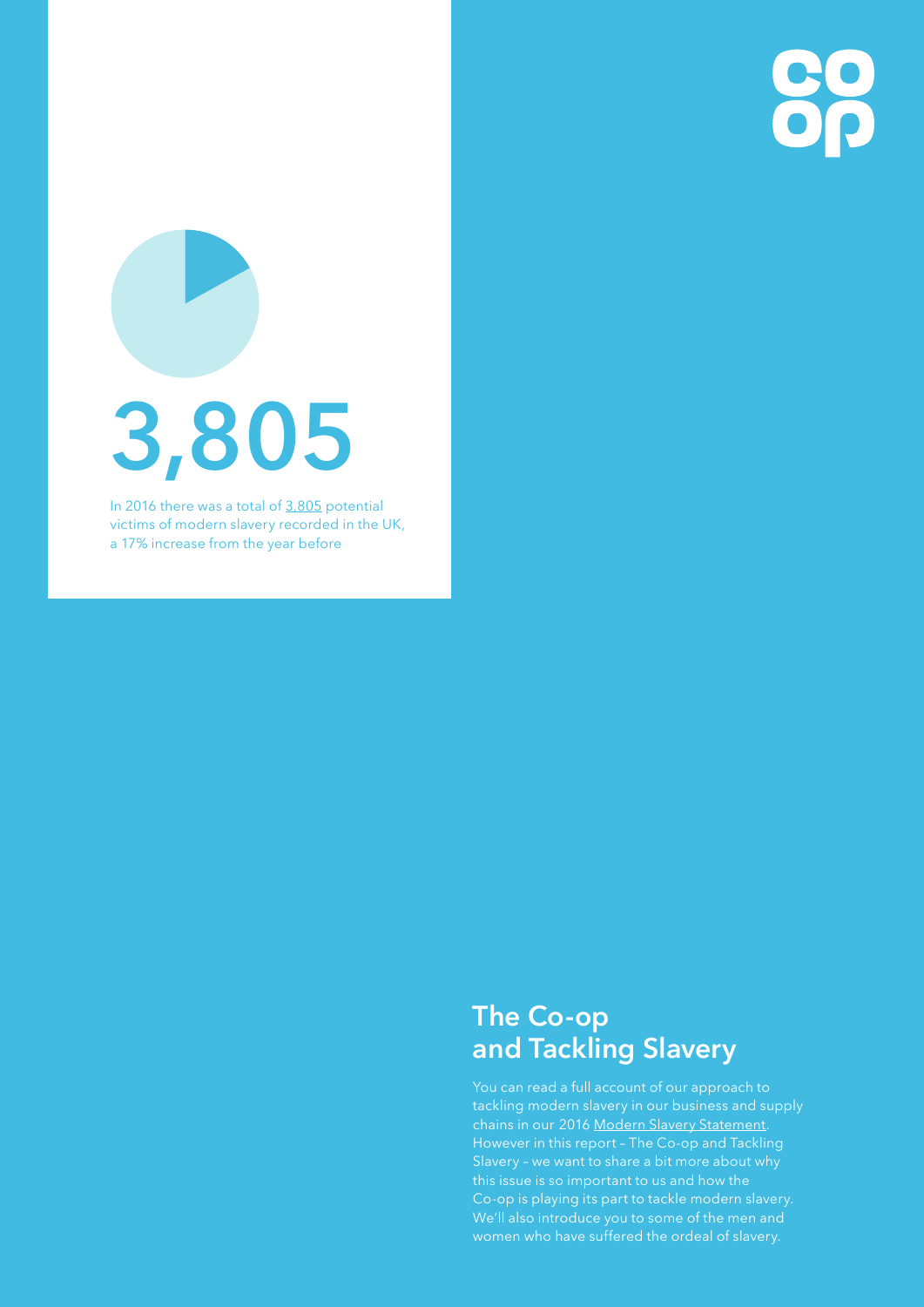# 3,805

In 2016 there was a total of 3,805 potential victims of modern slavery recorded in the UK, a 17% increase from the year before

## The Co-op and Tackling Slavery

You can read a full account of our approach to tackling modern slavery in our business and supply chains in our 2016 Modern Slavery Statement. However in this report – The Co-op and Tackling Slavery – we want to share a bit more about why this issue is so important to us and how the Co-op is playing its part to tackle modern slavery. We'll also introduce you to some of the men and women who have suffered the ordeal of slavery.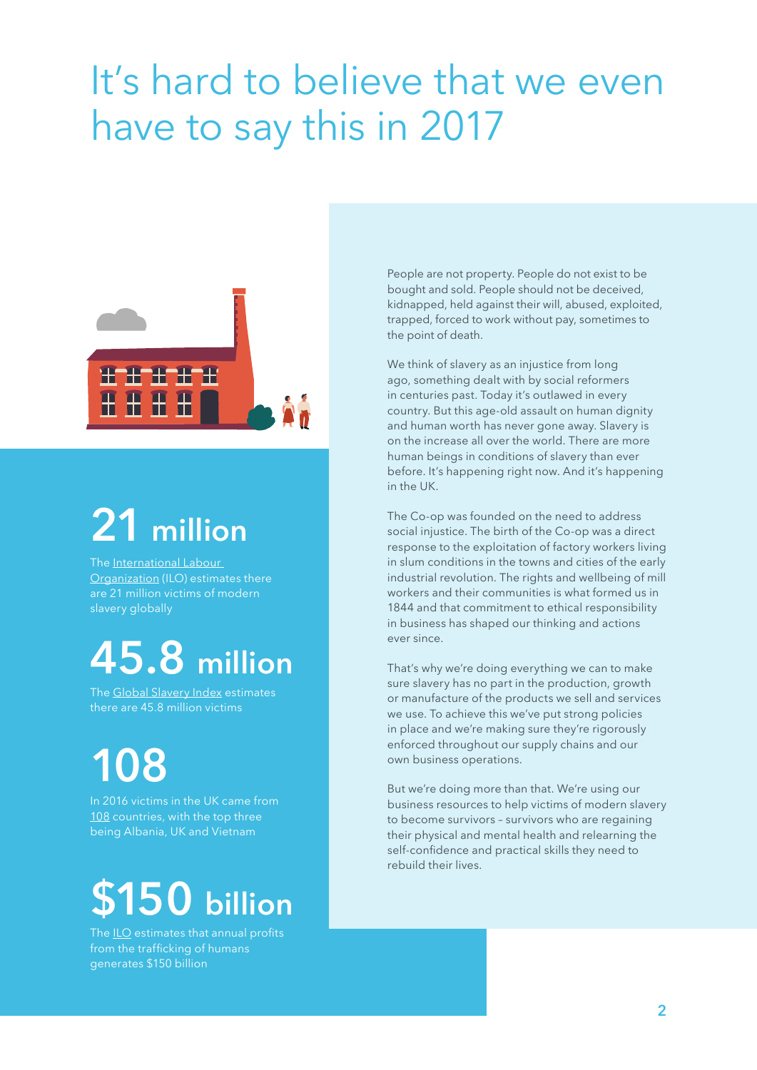# It's hard to believe that we even have to say this in 2017

## 21 million

The International Labour Organization (ILO) estimates there are 21 million victims of modern slavery globally

## 45.8 million

The Global Slavery Index estimates there are 45.8 million victims

## 108

In 2016 victims in the UK came from 108 countries, with the top three being Albania, UK and Vietnam

## $150 billion

The ILO estimates that annual profits from the trafficking of humans generates $150 billion

People are not property. People do not exist to be bought and sold. People should not be deceived, kidnapped, held against their will, abused, exploited, trapped, forced to work without pay, sometimes to the point of death.

We think of slavery as an injustice from long ago, something dealt with by social reformers in centuries past. Today it's outlawed in every country. But this age-old assault on human dignity and human worth has never gone away. Slavery is on the increase all over the world. There are more human beings in conditions of slavery than ever before. It's happening right now. And it's happening in the UK.

The Co-op was founded on the need to address social injustice. The birth of the Co-op was a direct response to the exploitation of factory workers living in slum conditions in the towns and cities of the early industrial revolution. The rights and wellbeing of mill workers and their communities is what formed us in 1844 and that commitment to ethical responsibility in business has shaped our thinking and actions ever since.

That's why we're doing everything we can to make sure slavery has no part in the production, growth or manufacture of the products we sell and services we use. To achieve this we've put strong policies in place and we're making sure they're rigorously enforced throughout our supply chains and our own business operations.

But we're doing more than that. We're using our business resources to help victims of modern slavery to become survivors – survivors who are regaining their physical and mental health and relearning the self-confidence and practical skills they need to rebuild their lives.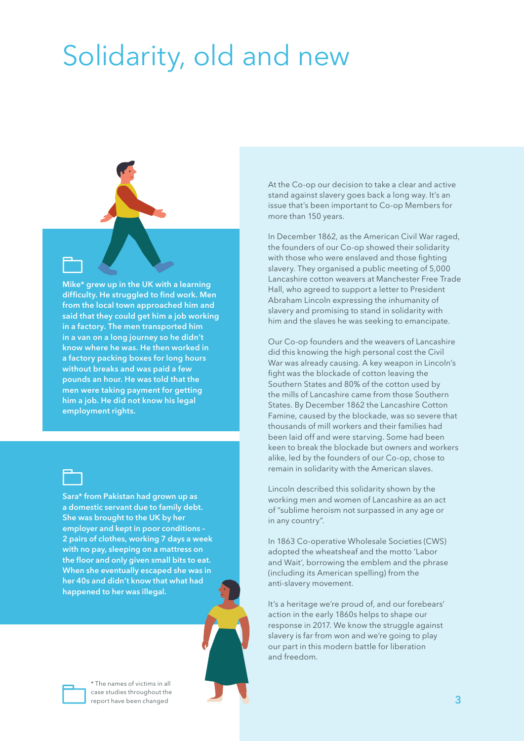# Solidarity, old and new

**Mike* grew up in the UK with a learning difficulty. He struggled to find work. Men from the local town approached him and said that they could get him a job working in a factory. The men transported him in a van on a long journey so he didn't know where he was. He then worked in a factory packing boxes for long hours without breaks and was paid a few pounds an hour. He was told that the men were taking payment for getting him a job. He did not know his legal employment rights.**

**Sara* from Pakistan had grown up as a domestic servant due to family debt. She was brought to the UK by her employer and kept in poor conditions – 2 pairs of clothes, working 7 days a week with no pay, sleeping on a mattress on the floor and only given small bits to eat. When she eventually escaped she was in her 40s and didn't know that what had happened to her was illegal.**

* The names of victims in all case studies throughout the report have been changed

At the Co-op our decision to take a clear and active stand against slavery goes back a long way. It's an issue that's been important to Co-op Members for more than 150 years.

In December 1862, as the American Civil War raged, the founders of our Co-op showed their solidarity with those who were enslaved and those fighting slavery. They organised a public meeting of 5,000 Lancashire cotton weavers at Manchester Free Trade Hall, who agreed to support a letter to President Abraham Lincoln expressing the inhumanity of slavery and promising to stand in solidarity with him and the slaves he was seeking to emancipate.

Our Co-op founders and the weavers of Lancashire did this knowing the high personal cost the Civil War was already causing. A key weapon in Lincoln's fight was the blockade of cotton leaving the Southern States and 80% of the cotton used by the mills of Lancashire came from those Southern States. By December 1862 the Lancashire Cotton Famine, caused by the blockade, was so severe that thousands of mill workers and their families had been laid off and were starving. Some had been keen to break the blockade but owners and workers alike, led by the founders of our Co-op, chose to remain in solidarity with the American slaves.

Lincoln described this solidarity shown by the working men and women of Lancashire as an act of "sublime heroism not surpassed in any age or in any country".

In 1863 Co-operative Wholesale Societies (CWS) adopted the wheatsheaf and the motto 'Labor and Wait', borrowing the emblem and the phrase (including its American spelling) from the anti-slavery movement.

It's a heritage we're proud of, and our forebears' action in the early 1860s helps to shape our response in 2017. We know the struggle against slavery is far from won and we're going to play our part in this modern battle for liberation and freedom.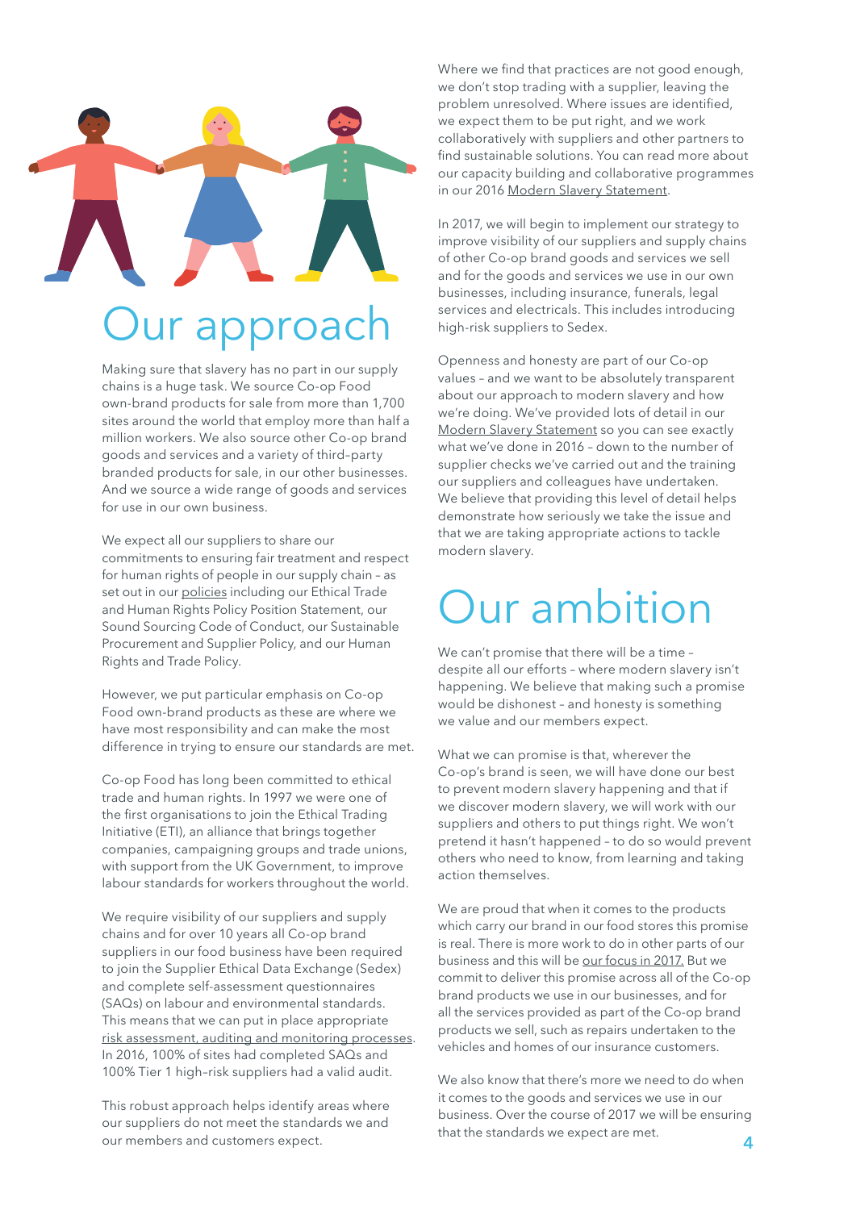# Our approach

Making sure that slavery has no part in our supply chains is a huge task. We source Co-op Food own-brand products for sale from more than 1,700 sites around the world that employ more than half a million workers. We also source other Co-op brand goods and services and a variety of third-party branded products for sale, in our other businesses. And we source a wide range of goods and services for use in our own business.

We expect all our suppliers to share our commitments to ensuring fair treatment and respect for human rights of people in our supply chain – as set out in our policies including our Ethical Trade and Human Rights Policy Position Statement, our Sound Sourcing Code of Conduct, our Sustainable Procurement and Supplier Policy, and our Human Rights and Trade Policy.

However, we put particular emphasis on Co-op Food own-brand products as these are where we have most responsibility and can make the most difference in trying to ensure our standards are met.

Co-op Food has long been committed to ethical trade and human rights. In 1997 we were one of the first organisations to join the Ethical Trading Initiative (ETI), an alliance that brings together companies, campaigning groups and trade unions, with support from the UK Government, to improve labour standards for workers throughout the world.

We require visibility of our suppliers and supply chains and for over 10 years all Co-op brand suppliers in our food business have been required to join the Supplier Ethical Data Exchange (Sedex) and complete self-assessment questionnaires (SAQs) on labour and environmental standards. This means that we can put in place appropriate risk assessment, auditing and monitoring processes. In 2016, 100% of sites had completed SAQs and 100% Tier 1 high-risk suppliers had a valid audit.

This robust approach helps identify areas where our suppliers do not meet the standards we and our members and customers expect.

Where we find that practices are not good enough, we don't stop trading with a supplier, leaving the problem unresolved. Where issues are identified, we expect them to be put right, and we work collaboratively with suppliers and other partners to find sustainable solutions. You can read more about our capacity building and collaborative programmes in our 2016 Modern Slavery Statement.

In 2017, we will begin to implement our strategy to improve visibility of our suppliers and supply chains of other Co-op brand goods and services we sell and for the goods and services we use in our own businesses, including insurance, funerals, legal services and electricals. This includes introducing high-risk suppliers to Sedex.

Openness and honesty are part of our Co-op values – and we want to be absolutely transparent about our approach to modern slavery and how we're doing. We've provided lots of detail in our Modern Slavery Statement so you can see exactly what we've done in 2016 – down to the number of supplier checks we've carried out and the training our suppliers and colleagues have undertaken. We believe that providing this level of detail helps demonstrate how seriously we take the issue and that we are taking appropriate actions to tackle modern slavery.

# Our ambition

We can't promise that there will be a time – despite all our efforts – where modern slavery isn't happening. We believe that making such a promise would be dishonest – and honesty is something we value and our members expect.

What we can promise is that, wherever the Co-op's brand is seen, we will have done our best to prevent modern slavery happening and that if we discover modern slavery, we will work with our suppliers and others to put things right. We won't pretend it hasn't happened – to do so would prevent others who need to know, from learning and taking action themselves.

We are proud that when it comes to the products which carry our brand in our food stores this promise is real. There is more work to do in other parts of our business and this will be our focus in 2017. But we commit to deliver this promise across all of the Co-op brand products we use in our businesses, and for all the services provided as part of the Co-op brand products we sell, such as repairs undertaken to the vehicles and homes of our insurance customers.

We also know that there's more we need to do when it comes to the goods and services we use in our business. Over the course of 2017 we will be ensuring that the standards we expect are met.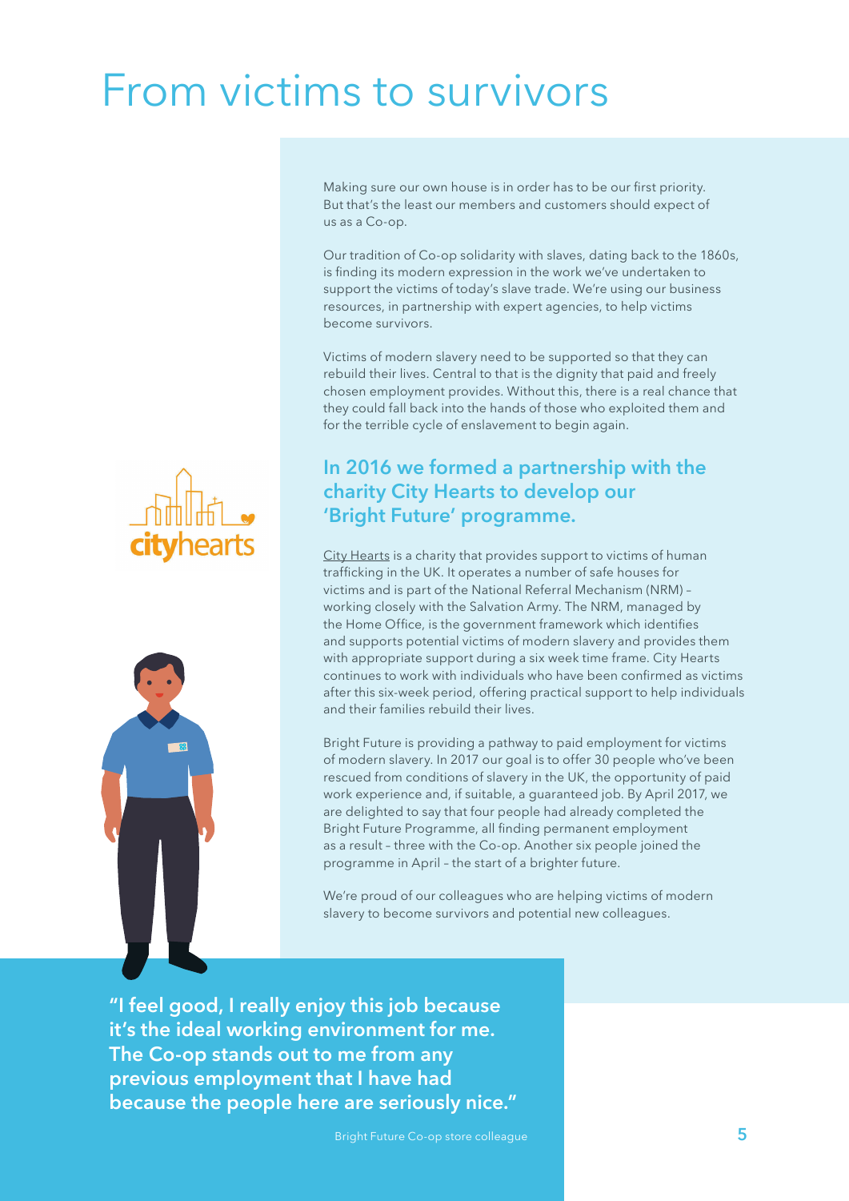# From victims to survivors

Making sure our own house is in order has to be our first priority. But that's the least our members and customers should expect of us as a Co-op.

Our tradition of Co-op solidarity with slaves, dating back to the 1860s, is finding its modern expression in the work we've undertaken to support the victims of today's slave trade. We're using our business resources, in partnership with expert agencies, to help victims become survivors.

Victims of modern slavery need to be supported so that they can rebuild their lives. Central to that is the dignity that paid and freely chosen employment provides. Without this, there is a real chance that they could fall back into the hands of those who exploited them and for the terrible cycle of enslavement to begin again.

## In 2016 we formed a partnership with the charity City Hearts to develop our 'Bright Future' programme.

City Hearts is a charity that provides support to victims of human trafficking in the UK. It operates a number of safe houses for victims and is part of the National Referral Mechanism (NRM) – working closely with the Salvation Army. The NRM, managed by the Home Office, is the government framework which identifies and supports potential victims of modern slavery and provides them with appropriate support during a six week time frame. City Hearts continues to work with individuals who have been confirmed as victims after this six-week period, offering practical support to help individuals and their families rebuild their lives.

Bright Future is providing a pathway to paid employment for victims of modern slavery. In 2017 our goal is to offer 30 people who've been rescued from conditions of slavery in the UK, the opportunity of paid work experience and, if suitable, a guaranteed job. By April 2017, we are delighted to say that four people had already completed the Bright Future Programme, all finding permanent employment as a result – three with the Co-op. Another six people joined the programme in April – the start of a brighter future.

We're proud of our colleagues who are helping victims of modern slavery to become survivors and potential new colleagues.

**"I feel good, I really enjoy this job because it's the ideal working environment for me. The Co-op stands out to me from any previous employment that I have had because the people here are seriously nice."**

Bright Future Co-op store colleague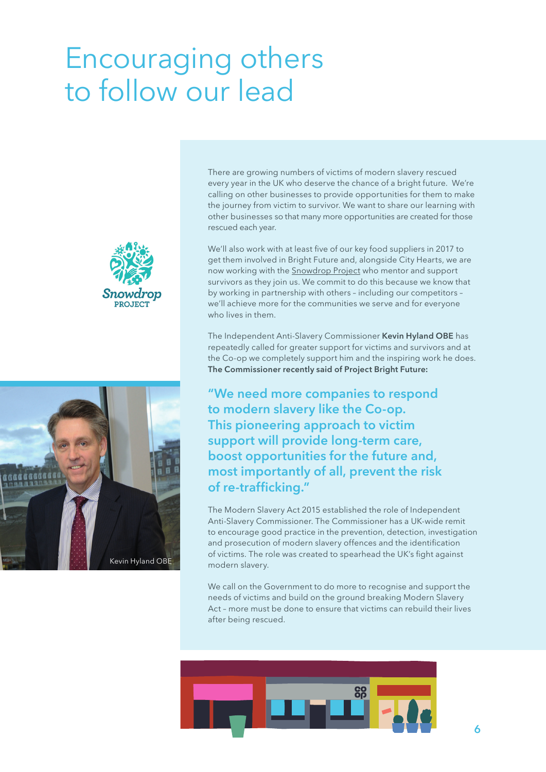# Encouraging others to follow our lead

There are growing numbers of victims of modern slavery rescued every year in the UK who deserve the chance of a bright future. We're calling on other businesses to provide opportunities for them to make the journey from victim to survivor. We want to share our learning with other businesses so that many more opportunities are created for those rescued each year.

We'll also work with at least five of our key food suppliers in 2017 to get them involved in Bright Future and, alongside City Hearts, we are now working with the Snowdrop Project who mentor and support survivors as they join us. We commit to do this because we know that by working in partnership with others – including our competitors – we'll achieve more for the communities we serve and for everyone who lives in them.

The Independent Anti-Slavery Commissioner **Kevin Hyland OBE** has repeatedly called for greater support for victims and survivors and at the Co-op we completely support him and the inspiring work he does. **The Commissioner recently said of Project Bright Future:**

**"We need more companies to respond to modern slavery like the Co-op. This pioneering approach to victim support will provide long-term care, boost opportunities for the future and, most importantly of all, prevent the risk of re-trafficking."**

Kevin Hyland OBE

The Modern Slavery Act 2015 established the role of Independent Anti-Slavery Commissioner. The Commissioner has a UK-wide remit to encourage good practice in the prevention, detection, investigation and prosecution of modern slavery offences and the identification of victims. The role was created to spearhead the UK's fight against modern slavery.

We call on the Government to do more to recognise and support the needs of victims and build on the ground breaking Modern Slavery Act – more must be done to ensure that victims can rebuild their lives after being rescued.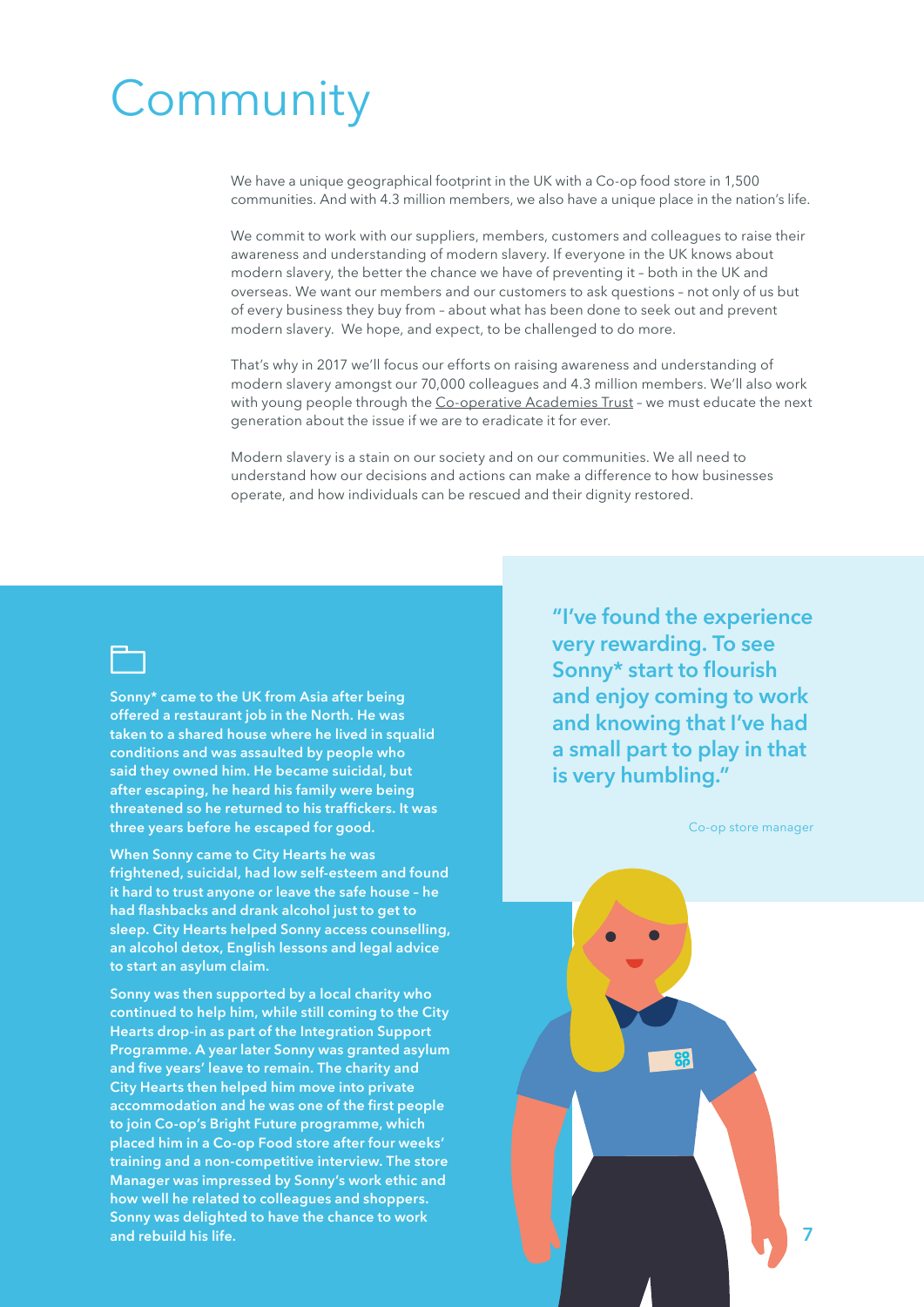# Community

We have a unique geographical footprint in the UK with a Co-op food store in 1,500 communities. And with 4.3 million members, we also have a unique place in the nation's life.

We commit to work with our suppliers, members, customers and colleagues to raise their awareness and understanding of modern slavery. If everyone in the UK knows about modern slavery, the better the chance we have of preventing it – both in the UK and overseas. We want our members and our customers to ask questions – not only of us but of every business they buy from – about what has been done to seek out and prevent modern slavery. We hope, and expect, to be challenged to do more.

That's why in 2017 we'll focus our efforts on raising awareness and understanding of modern slavery amongst our 70,000 colleagues and 4.3 million members. We'll also work with young people through the Co-operative Academies Trust – we must educate the next generation about the issue if we are to eradicate it for ever.

Modern slavery is a stain on our society and on our communities. We all need to understand how our decisions and actions can make a difference to how businesses operate, and how individuals can be rescued and their dignity restored.

**Sonny\* came to the UK from Asia after being offered a restaurant job in the North. He was taken to a shared house where he lived in squalid conditions and was assaulted by people who said they owned him. He became suicidal, but after escaping, he heard his family were being threatened so he returned to his traffickers. It was three years before he escaped for good.**

**When Sonny came to City Hearts he was frightened, suicidal, had low self-esteem and found it hard to trust anyone or leave the safe house – he had flashbacks and drank alcohol just to get to sleep. City Hearts helped Sonny access counselling, an alcohol detox, English lessons and legal advice to start an asylum claim.**

**Sonny was then supported by a local charity who continued to help him, while still coming to the City Hearts drop-in as part of the Integration Support Programme. A year later Sonny was granted asylum and five years' leave to remain. The charity and City Hearts then helped him move into private accommodation and he was one of the first people to join Co-op's Bright Future programme, which placed him in a Co-op Food store after four weeks' training and a non-competitive interview. The store Manager was impressed by Sonny's work ethic and how well he related to colleagues and shoppers. Sonny was delighted to have the chance to work and rebuild his life.**

**"I've found the experience very rewarding. To see Sonny\* start to flourish and enjoy coming to work and knowing that I've had a small part to play in that is very humbling."**

Co-op store manager